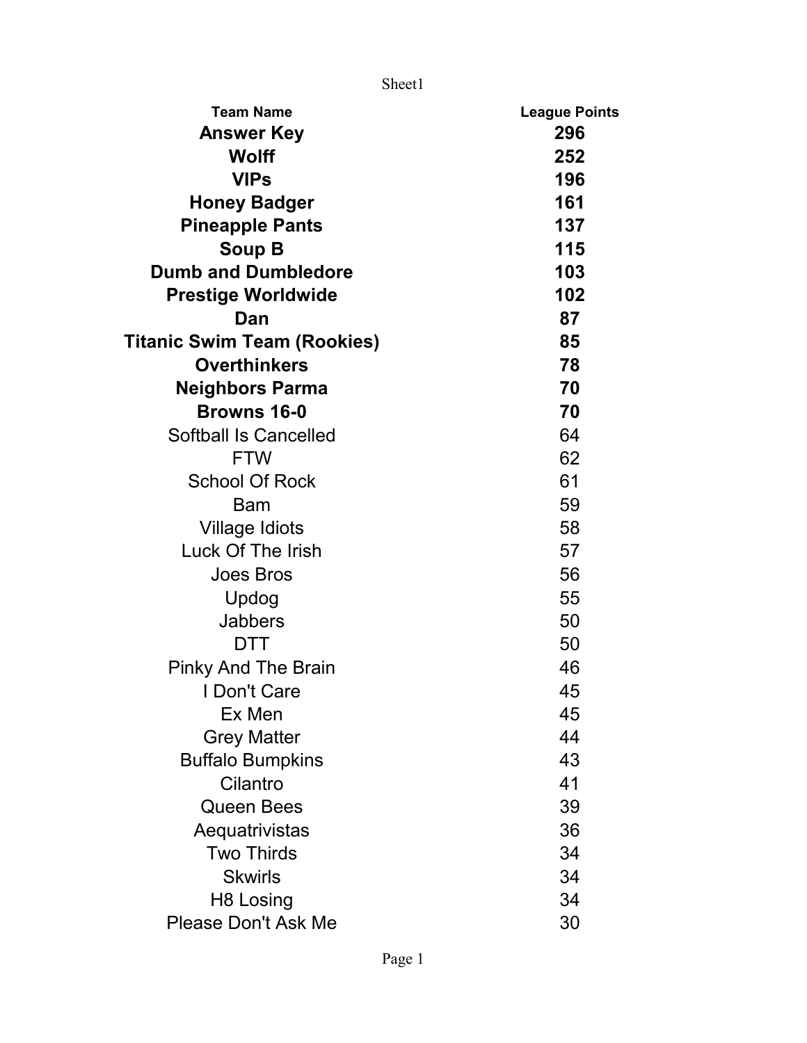| Team Name | League Points |
|---|---|
| **Answer Key** | **296** |
| **Wolff** | **252** |
| **VIPs** | **196** |
| **Honey Badger** | **161** |
| **Pineapple Pants** | **137** |
| **Soup B** | **115** |
| **Dumb and Dumbledore** | **103** |
| **Prestige Worldwide** | **102** |
| **Dan** | **87** |
| **Titanic Swim Team (Rookies)** | **85** |
| **Overthinkers** | **78** |
| **Neighbors Parma** | **70** |
| **Browns 16-0** | **70** |
| Softball Is Cancelled | 64 |
| FTW | 62 |
| School Of Rock | 61 |
| Bam | 59 |
| Village Idiots | 58 |
| Luck Of The Irish | 57 |
| Joes Bros | 56 |
| Updog | 55 |
| Jabbers | 50 |
| DTT | 50 |
| Pinky And The Brain | 46 |
| I Don't Care | 45 |
| Ex Men | 45 |
| Grey Matter | 44 |
| Buffalo Bumpkins | 43 |
| Cilantro | 41 |
| Queen Bees | 39 |
| Aequatrivistas | 36 |
| Two Thirds | 34 |
| Skwirls | 34 |
| H8 Losing | 34 |
| Please Don't Ask Me | 30 |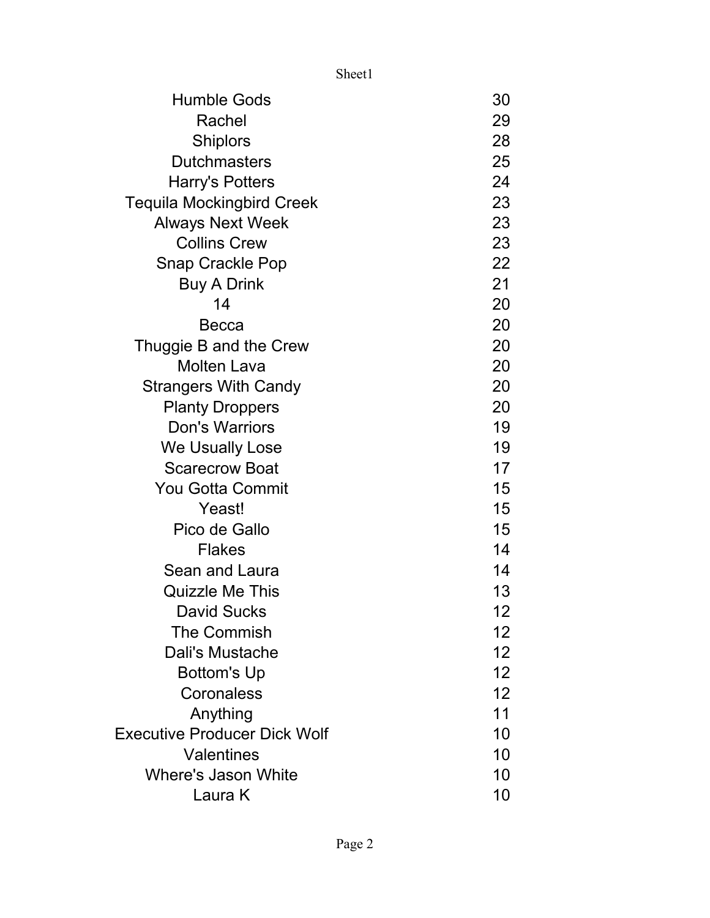| | |
|---|---|
| Humble Gods | 30 |
| Rachel | 29 |
| Shiplors | 28 |
| Dutchmasters | 25 |
| Harry's Potters | 24 |
| Tequila Mockingbird Creek | 23 |
| Always Next Week | 23 |
| Collins Crew | 23 |
| Snap Crackle Pop | 22 |
| Buy A Drink | 21 |
| 14 | 20 |
| Becca | 20 |
| Thuggie B and the Crew | 20 |
| Molten Lava | 20 |
| Strangers With Candy | 20 |
| Planty Droppers | 20 |
| Don's Warriors | 19 |
| We Usually Lose | 19 |
| Scarecrow Boat | 17 |
| You Gotta Commit | 15 |
| Yeast! | 15 |
| Pico de Gallo | 15 |
| Flakes | 14 |
| Sean and Laura | 14 |
| Quizzle Me This | 13 |
| David Sucks | 12 |
| The Commish | 12 |
| Dali's Mustache | 12 |
| Bottom's Up | 12 |
| Coronaless | 12 |
| Anything | 11 |
| Executive Producer Dick Wolf | 10 |
| Valentines | 10 |
| Where's Jason White | 10 |
| Laura K | 10 |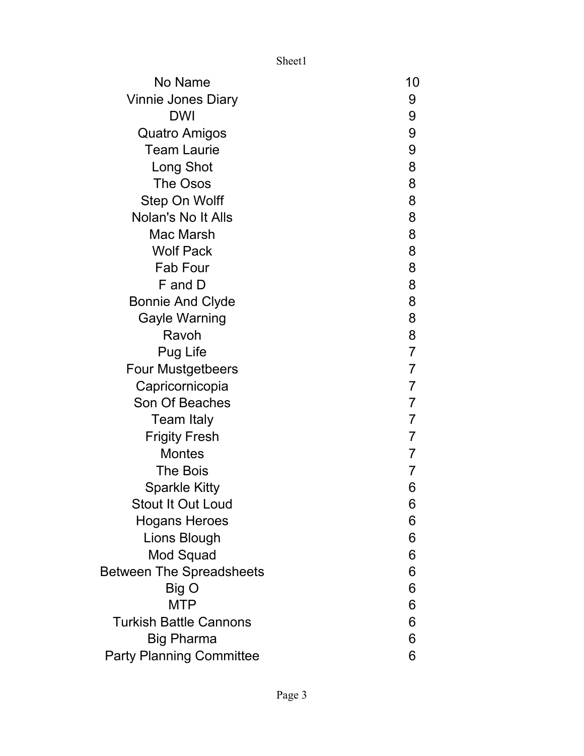| | |
|---|---|
| No Name | 10 |
| Vinnie Jones Diary | 9 |
| DWI | 9 |
| Quatro Amigos | 9 |
| Team Laurie | 9 |
| Long Shot | 8 |
| The Osos | 8 |
| Step On Wolff | 8 |
| Nolan's No It Alls | 8 |
| Mac Marsh | 8 |
| Wolf Pack | 8 |
| Fab Four | 8 |
| F and D | 8 |
| Bonnie And Clyde | 8 |
| Gayle Warning | 8 |
| Ravoh | 8 |
| Pug Life | 7 |
| Four Mustgetbeers | 7 |
| Capricornicopia | 7 |
| Son Of Beaches | 7 |
| Team Italy | 7 |
| Frigity Fresh | 7 |
| Montes | 7 |
| The Bois | 7 |
| Sparkle Kitty | 6 |
| Stout It Out Loud | 6 |
| Hogans Heroes | 6 |
| Lions Blough | 6 |
| Mod Squad | 6 |
| Between The Spreadsheets | 6 |
| Big O | 6 |
| MTP | 6 |
| Turkish Battle Cannons | 6 |
| Big Pharma | 6 |
| Party Planning Committee | 6 |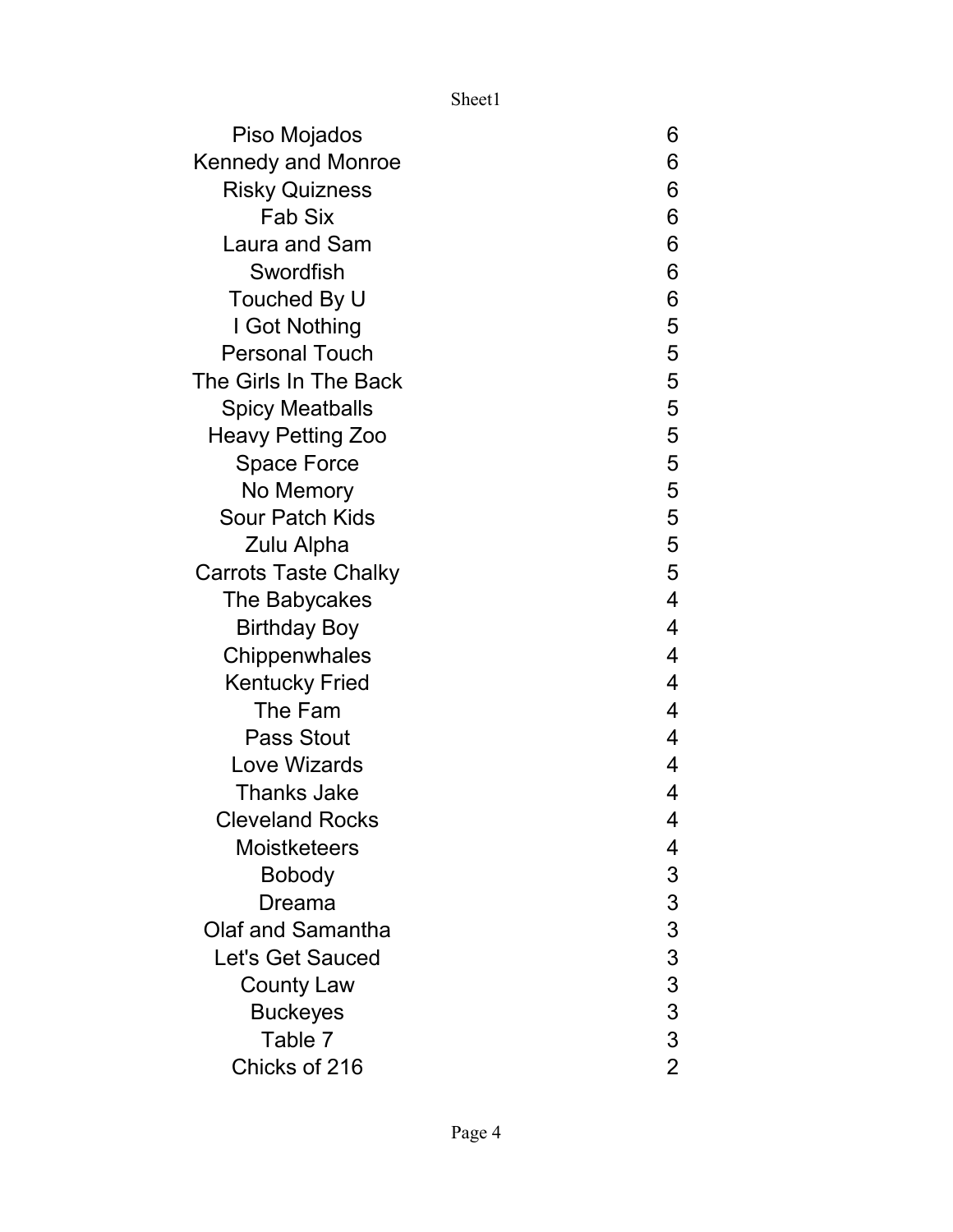| | |
|---|---|
| Piso Mojados | 6 |
| Kennedy and Monroe | 6 |
| Risky Quizness | 6 |
| Fab Six | 6 |
| Laura and Sam | 6 |
| Swordfish | 6 |
| Touched By U | 6 |
| I Got Nothing | 5 |
| Personal Touch | 5 |
| The Girls In The Back | 5 |
| Spicy Meatballs | 5 |
| Heavy Petting Zoo | 5 |
| Space Force | 5 |
| No Memory | 5 |
| Sour Patch Kids | 5 |
| Zulu Alpha | 5 |
| Carrots Taste Chalky | 5 |
| The Babycakes | 4 |
| Birthday Boy | 4 |
| Chippenwhales | 4 |
| Kentucky Fried | 4 |
| The Fam | 4 |
| Pass Stout | 4 |
| Love Wizards | 4 |
| Thanks Jake | 4 |
| Cleveland Rocks | 4 |
| Moistketeers | 4 |
| Bobody | 3 |
| Dreama | 3 |
| Olaf and Samantha | 3 |
| Let's Get Sauced | 3 |
| County Law | 3 |
| Buckeyes | 3 |
| Table 7 | 3 |
| Chicks of 216 | 2 |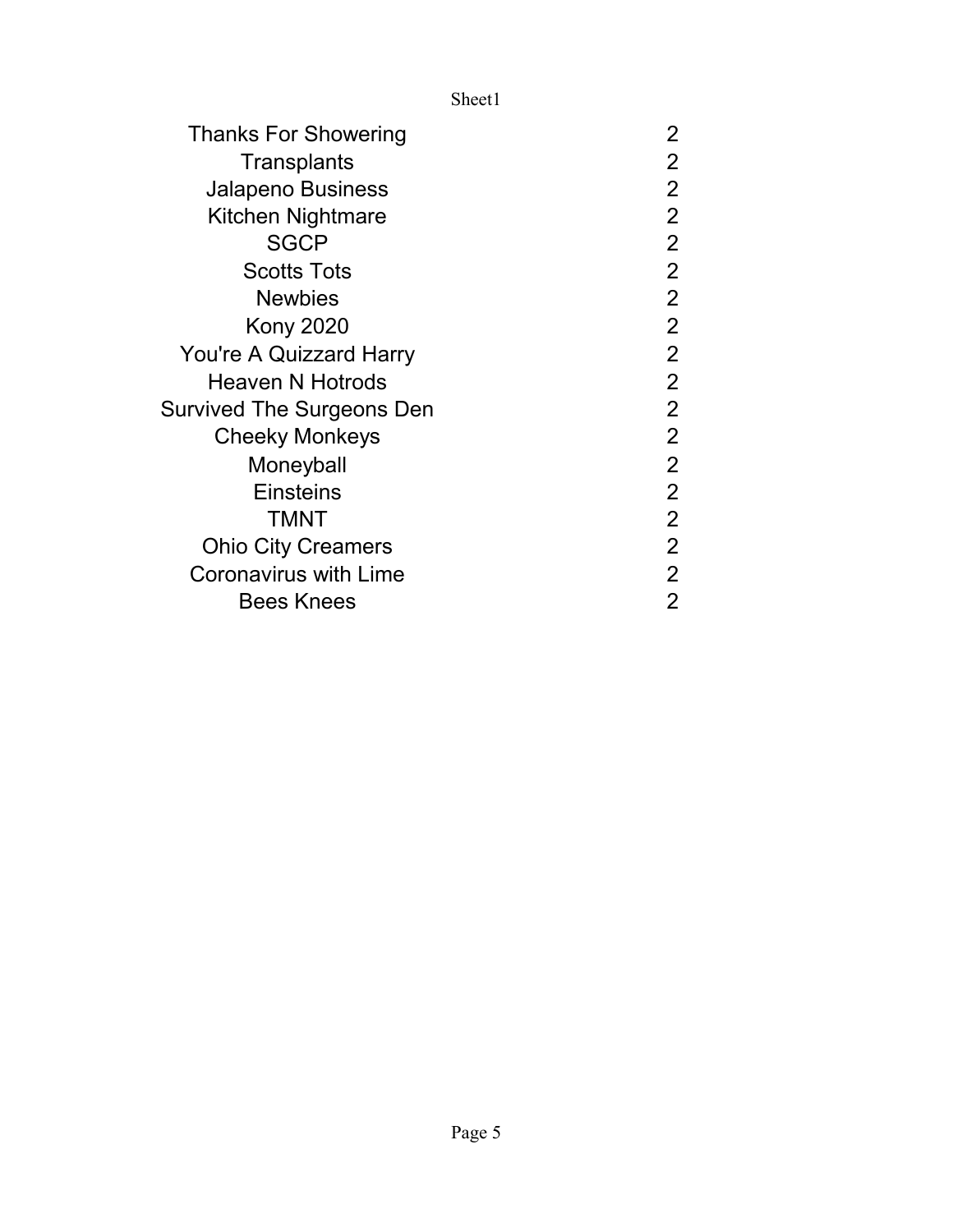| | |
|---|---|
| Thanks For Showering | 2 |
| Transplants | 2 |
| Jalapeno Business | 2 |
| Kitchen Nightmare | 2 |
| SGCP | 2 |
| Scotts Tots | 2 |
| Newbies | 2 |
| Kony 2020 | 2 |
| You're A Quizzard Harry | 2 |
| Heaven N Hotrods | 2 |
| Survived The Surgeons Den | 2 |
| Cheeky Monkeys | 2 |
| Moneyball | 2 |
| Einsteins | 2 |
| TMNT | 2 |
| Ohio City Creamers | 2 |
| Coronavirus with Lime | 2 |
| Bees Knees | 2 |